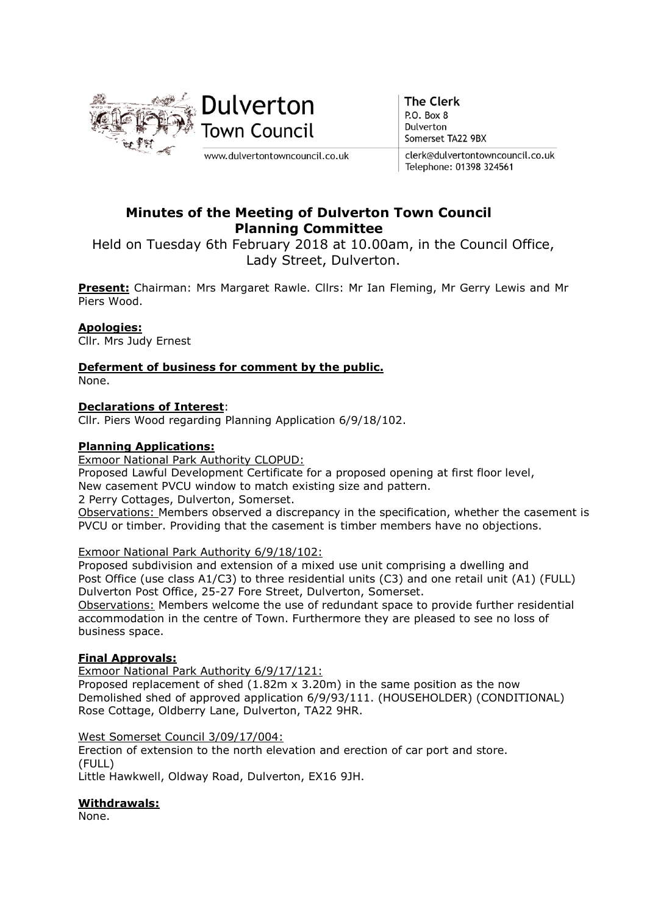Dulverton Town Council

www.dulvertontowncouncil.co.uk

The Clerk
P.O. Box 8
Dulverton
Somerset TA22 9BX

clerk@dulvertontowncouncil.co.uk
Telephone: 01398 324561

# Minutes of the Meeting of Dulverton Town Council Planning Committee

Held on Tuesday 6th February 2018 at 10.00am, in the Council Office, Lady Street, Dulverton.

**Present:** Chairman: Mrs Margaret Rawle. Cllrs: Mr Ian Fleming, Mr Gerry Lewis and Mr Piers Wood.

**Apologies:**
Cllr. Mrs Judy Ernest

**Deferment of business for comment by the public.**
None.

**Declarations of Interest**:
Cllr. Piers Wood regarding Planning Application 6/9/18/102.

**Planning Applications:**

Exmoor National Park Authority CLOPUD:
Proposed Lawful Development Certificate for a proposed opening at first floor level,
New casement PVCU window to match existing size and pattern.
2 Perry Cottages, Dulverton, Somerset.
Observations: Members observed a discrepancy in the specification, whether the casement is PVCU or timber. Providing that the casement is timber members have no objections.

Exmoor National Park Authority 6/9/18/102:
Proposed subdivision and extension of a mixed use unit comprising a dwelling and
Post Office (use class A1/C3) to three residential units (C3) and one retail unit (A1) (FULL)
Dulverton Post Office, 25-27 Fore Street, Dulverton, Somerset.
Observations: Members welcome the use of redundant space to provide further residential accommodation in the centre of Town. Furthermore they are pleased to see no loss of business space.

**Final Approvals:**

Exmoor National Park Authority 6/9/17/121:
Proposed replacement of shed (1.82m x 3.20m) in the same position as the now
Demolished shed of approved application 6/9/93/111. (HOUSEHOLDER) (CONDITIONAL)
Rose Cottage, Oldberry Lane, Dulverton, TA22 9HR.

West Somerset Council 3/09/17/004:
Erection of extension to the north elevation and erection of car port and store.
(FULL)
Little Hawkwell, Oldway Road, Dulverton, EX16 9JH.

**Withdrawals:**
None.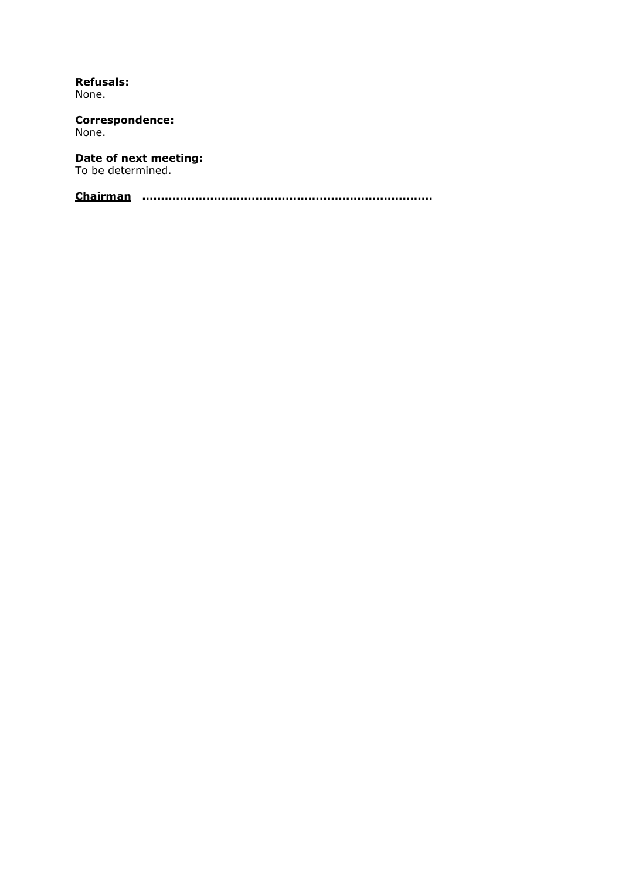**Refusals:**
None.

**Correspondence:**
None.

**Date of next meeting:**
To be determined.

**Chairman** **...........................................................................**